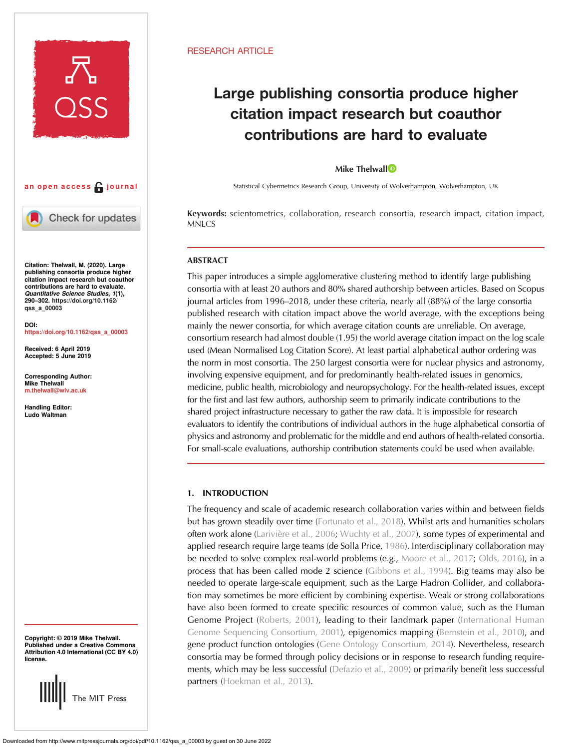RESEARCH ARTICLE

# Large publishing consortia produce higher citation impact research but coauthor contributions are hard to evaluate

Mike Thelwall

Statistical Cybermetrics Research Group, University of Wolverhampton, Wolverhampton, UK

an open access journal

**Keywords:** scientometrics, collaboration, research consortia, research impact, citation impact, MNLCS

**Citation:** Thelwall, M. (2020). Large publishing consortia produce higher citation impact research but coauthor contributions are hard to evaluate. *Quantitative Science Studies*, 1(1), 290–302. https://doi.org/10.1162/qss_a_00003

**DOI:** https://doi.org/10.1162/qss_a_00003

**Received:** 6 April 2019
**Accepted:** 5 June 2019

**Corresponding Author:** Mike Thelwall m.thelwall@wlv.ac.uk

**Handling Editor:** Ludo Waltman

**Copyright:** © 2019 Mike Thelwall. Published under a Creative Commons Attribution 4.0 International (CC BY 4.0) license.

## ABSTRACT

This paper introduces a simple agglomerative clustering method to identify large publishing consortia with at least 20 authors and 80% shared authorship between articles. Based on Scopus journal articles from 1996–2018, under these criteria, nearly all (88%) of the large consortia published research with citation impact above the world average, with the exceptions being mainly the newer consortia, for which average citation counts are unreliable. On average, consortium research had almost double (1.95) the world average citation impact on the log scale used (Mean Normalised Log Citation Score). At least partial alphabetical author ordering was the norm in most consortia. The 250 largest consortia were for nuclear physics and astronomy, involving expensive equipment, and for predominantly health-related issues in genomics, medicine, public health, microbiology and neuropsychology. For the health-related issues, except for the first and last few authors, authorship seem to primarily indicate contributions to the shared project infrastructure necessary to gather the raw data. It is impossible for research evaluators to identify the contributions of individual authors in the huge alphabetical consortia of physics and astronomy and problematic for the middle and end authors of health-related consortia. For small-scale evaluations, authorship contribution statements could be used when available.

## 1. INTRODUCTION

The frequency and scale of academic research collaboration varies within and between fields but has grown steadily over time (Fortunato et al., 2018). Whilst arts and humanities scholars often work alone (Larivière et al., 2006; Wuchty et al., 2007), some types of experimental and applied research require large teams (de Solla Price, 1986). Interdisciplinary collaboration may be needed to solve complex real-world problems (e.g., Moore et al., 2017; Olds, 2016), in a process that has been called mode 2 science (Gibbons et al., 1994). Big teams may also be needed to operate large-scale equipment, such as the Large Hadron Collider, and collaboration may sometimes be more efficient by combining expertise. Weak or strong collaborations have also been formed to create specific resources of common value, such as the Human Genome Project (Roberts, 2001), leading to their landmark paper (International Human Genome Sequencing Consortium, 2001), epigenomics mapping (Bernstein et al., 2010), and gene product function ontologies (Gene Ontology Consortium, 2014). Nevertheless, research consortia may be formed through policy decisions or in response to research funding requirements, which may be less successful (Defazio et al., 2009) or primarily benefit less successful partners (Hoekman et al., 2013).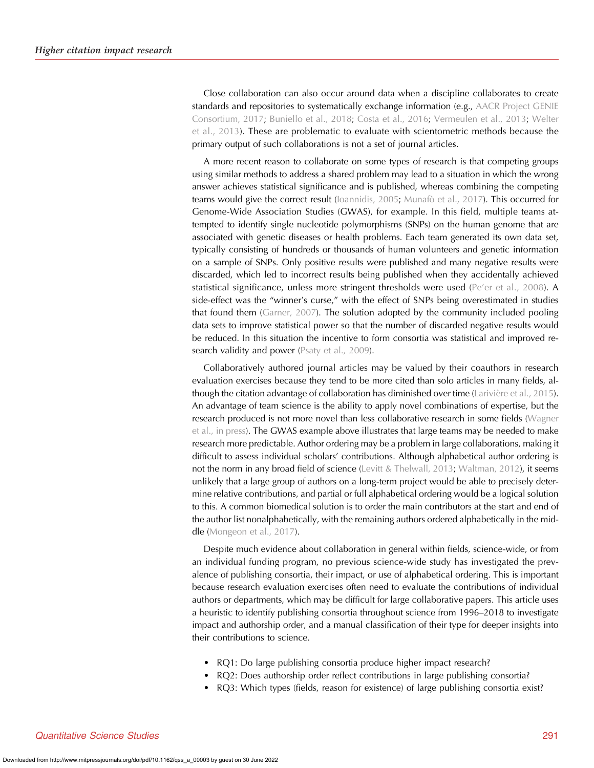Close collaboration can also occur around data when a discipline collaborates to create standards and repositories to systematically exchange information (e.g., AACR Project GENIE Consortium, 2017; Buniello et al., 2018; Costa et al., 2016; Vermeulen et al., 2013; Welter et al., 2013). These are problematic to evaluate with scientometric methods because the primary output of such collaborations is not a set of journal articles.

A more recent reason to collaborate on some types of research is that competing groups using similar methods to address a shared problem may lead to a situation in which the wrong answer achieves statistical significance and is published, whereas combining the competing teams would give the correct result (Ioannidis, 2005; Munafò et al., 2017). This occurred for Genome-Wide Association Studies (GWAS), for example. In this field, multiple teams attempted to identify single nucleotide polymorphisms (SNPs) on the human genome that are associated with genetic diseases or health problems. Each team generated its own data set, typically consisting of hundreds or thousands of human volunteers and genetic information on a sample of SNPs. Only positive results were published and many negative results were discarded, which led to incorrect results being published when they accidentally achieved statistical significance, unless more stringent thresholds were used (Pe'er et al., 2008). A side-effect was the "winner's curse," with the effect of SNPs being overestimated in studies that found them (Garner, 2007). The solution adopted by the community included pooling data sets to improve statistical power so that the number of discarded negative results would be reduced. In this situation the incentive to form consortia was statistical and improved research validity and power (Psaty et al., 2009).

Collaboratively authored journal articles may be valued by their coauthors in research evaluation exercises because they tend to be more cited than solo articles in many fields, although the citation advantage of collaboration has diminished over time (Larivière et al., 2015). An advantage of team science is the ability to apply novel combinations of expertise, but the research produced is not more novel than less collaborative research in some fields (Wagner et al., in press). The GWAS example above illustrates that large teams may be needed to make research more predictable. Author ordering may be a problem in large collaborations, making it difficult to assess individual scholars' contributions. Although alphabetical author ordering is not the norm in any broad field of science (Levitt & Thelwall, 2013; Waltman, 2012), it seems unlikely that a large group of authors on a long-term project would be able to precisely determine relative contributions, and partial or full alphabetical ordering would be a logical solution to this. A common biomedical solution is to order the main contributors at the start and end of the author list nonalphabetically, with the remaining authors ordered alphabetically in the middle (Mongeon et al., 2017).

Despite much evidence about collaboration in general within fields, science-wide, or from an individual funding program, no previous science-wide study has investigated the prevalence of publishing consortia, their impact, or use of alphabetical ordering. This is important because research evaluation exercises often need to evaluate the contributions of individual authors or departments, which may be difficult for large collaborative papers. This article uses a heuristic to identify publishing consortia throughout science from 1996–2018 to investigate impact and authorship order, and a manual classification of their type for deeper insights into their contributions to science.

- RQ1: Do large publishing consortia produce higher impact research?
- RQ2: Does authorship order reflect contributions in large publishing consortia?
- RQ3: Which types (fields, reason for existence) of large publishing consortia exist?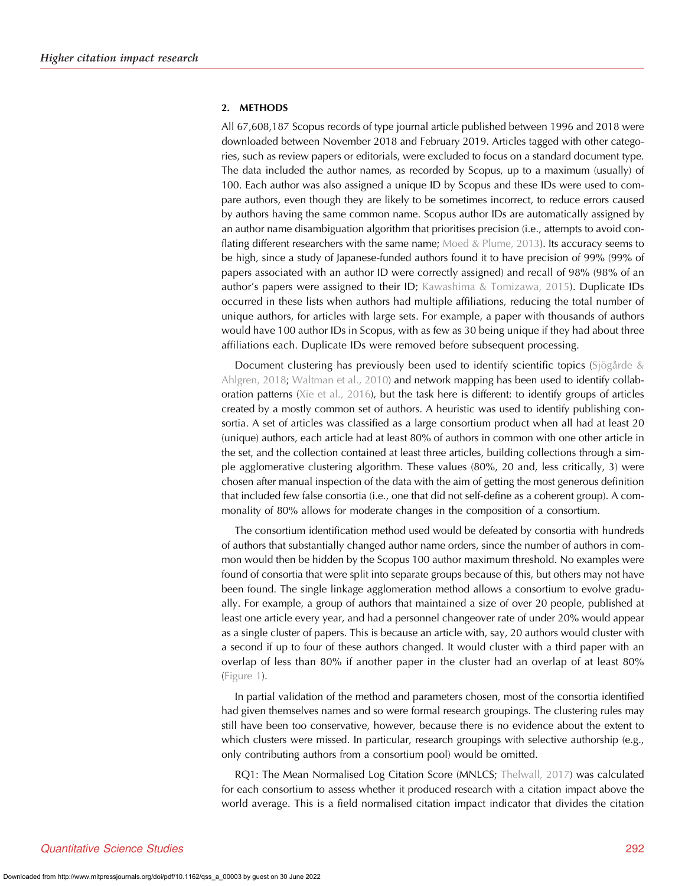## 2. METHODS

All 67,608,187 Scopus records of type journal article published between 1996 and 2018 were downloaded between November 2018 and February 2019. Articles tagged with other categories, such as review papers or editorials, were excluded to focus on a standard document type. The data included the author names, as recorded by Scopus, up to a maximum (usually) of 100. Each author was also assigned a unique ID by Scopus and these IDs were used to compare authors, even though they are likely to be sometimes incorrect, to reduce errors caused by authors having the same common name. Scopus author IDs are automatically assigned by an author name disambiguation algorithm that prioritises precision (i.e., attempts to avoid conflating different researchers with the same name; Moed & Plume, 2013). Its accuracy seems to be high, since a study of Japanese-funded authors found it to have precision of 99% (99% of papers associated with an author ID were correctly assigned) and recall of 98% (98% of an author's papers were assigned to their ID; Kawashima & Tomizawa, 2015). Duplicate IDs occurred in these lists when authors had multiple affiliations, reducing the total number of unique authors, for articles with large sets. For example, a paper with thousands of authors would have 100 author IDs in Scopus, with as few as 30 being unique if they had about three affiliations each. Duplicate IDs were removed before subsequent processing.

Document clustering has previously been used to identify scientific topics (Sjögårde & Ahlgren, 2018; Waltman et al., 2010) and network mapping has been used to identify collaboration patterns (Xie et al., 2016), but the task here is different: to identify groups of articles created by a mostly common set of authors. A heuristic was used to identify publishing consortia. A set of articles was classified as a large consortium product when all had at least 20 (unique) authors, each article had at least 80% of authors in common with one other article in the set, and the collection contained at least three articles, building collections through a simple agglomerative clustering algorithm. These values (80%, 20 and, less critically, 3) were chosen after manual inspection of the data with the aim of getting the most generous definition that included few false consortia (i.e., one that did not self-define as a coherent group). A commonality of 80% allows for moderate changes in the composition of a consortium.

The consortium identification method used would be defeated by consortia with hundreds of authors that substantially changed author name orders, since the number of authors in common would then be hidden by the Scopus 100 author maximum threshold. No examples were found of consortia that were split into separate groups because of this, but others may not have been found. The single linkage agglomeration method allows a consortium to evolve gradually. For example, a group of authors that maintained a size of over 20 people, published at least one article every year, and had a personnel changeover rate of under 20% would appear as a single cluster of papers. This is because an article with, say, 20 authors would cluster with a second if up to four of these authors changed. It would cluster with a third paper with an overlap of less than 80% if another paper in the cluster had an overlap of at least 80% (Figure 1).

In partial validation of the method and parameters chosen, most of the consortia identified had given themselves names and so were formal research groupings. The clustering rules may still have been too conservative, however, because there is no evidence about the extent to which clusters were missed. In particular, research groupings with selective authorship (e.g., only contributing authors from a consortium pool) would be omitted.

RQ1: The Mean Normalised Log Citation Score (MNLCS; Thelwall, 2017) was calculated for each consortium to assess whether it produced research with a citation impact above the world average. This is a field normalised citation impact indicator that divides the citation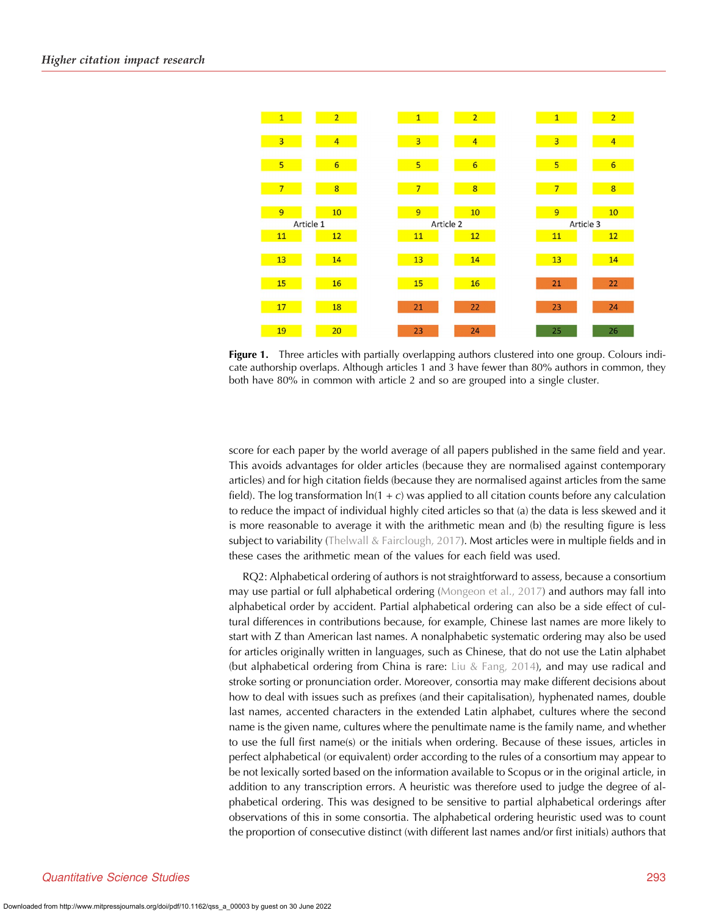Article 1

1 2
3 4
5 6
7 8
9 10
11 12
13 14
15 16
17 18
19 20

Article 2

1 2
3 4
5 6
7 8
9 10
11 12
13 14
15 16
21 22
23 24

Article 3

1 2
3 4
5 6
7 8
9 10
11 12
13 14
21 22
23 24
25 26

**Figure 1.** Three articles with partially overlapping authors clustered into one group. Colours indicate authorship overlaps. Although articles 1 and 3 have fewer than 80% authors in common, they both have 80% in common with article 2 and so are grouped into a single cluster.

score for each paper by the world average of all papers published in the same field and year. This avoids advantages for older articles (because they are normalised against contemporary articles) and for high citation fields (because they are normalised against articles from the same field). The log transformation $\ln(1 + c)$ was applied to all citation counts before any calculation to reduce the impact of individual highly cited articles so that (a) the data is less skewed and it is more reasonable to average it with the arithmetic mean and (b) the resulting figure is less subject to variability (Thelwall & Fairclough, 2017). Most articles were in multiple fields and in these cases the arithmetic mean of the values for each field was used.

RQ2: Alphabetical ordering of authors is not straightforward to assess, because a consortium may use partial or full alphabetical ordering (Mongeon et al., 2017) and authors may fall into alphabetical order by accident. Partial alphabetical ordering can also be a side effect of cultural differences in contributions because, for example, Chinese last names are more likely to start with Z than American last names. A nonalphabetic systematic ordering may also be used for articles originally written in languages, such as Chinese, that do not use the Latin alphabet (but alphabetical ordering from China is rare: Liu & Fang, 2014), and may use radical and stroke sorting or pronunciation order. Moreover, consortia may make different decisions about how to deal with issues such as prefixes (and their capitalisation), hyphenated names, double last names, accented characters in the extended Latin alphabet, cultures where the second name is the given name, cultures where the penultimate name is the family name, and whether to use the full first name(s) or the initials when ordering. Because of these issues, articles in perfect alphabetical (or equivalent) order according to the rules of a consortium may appear to be not lexically sorted based on the information available to Scopus or in the original article, in addition to any transcription errors. A heuristic was therefore used to judge the degree of alphabetical ordering. This was designed to be sensitive to partial alphabetical orderings after observations of this in some consortia. The alphabetical ordering heuristic used was to count the proportion of consecutive distinct (with different last names and/or first initials) authors that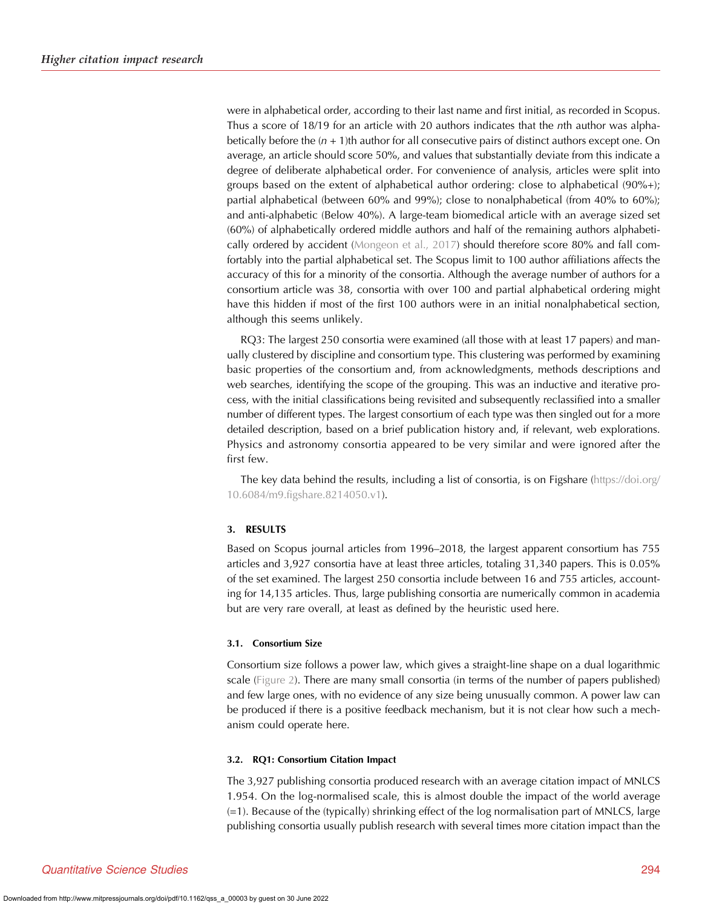were in alphabetical order, according to their last name and first initial, as recorded in Scopus. Thus a score of 18/19 for an article with 20 authors indicates that the *n*th author was alphabetically before the $(n + 1)$th author for all consecutive pairs of distinct authors except one. On average, an article should score 50%, and values that substantially deviate from this indicate a degree of deliberate alphabetical order. For convenience of analysis, articles were split into groups based on the extent of alphabetical author ordering: close to alphabetical (90%+); partial alphabetical (between 60% and 99%); close to nonalphabetical (from 40% to 60%); and anti-alphabetic (Below 40%). A large-team biomedical article with an average sized set (60%) of alphabetically ordered middle authors and half of the remaining authors alphabetically ordered by accident (Mongeon et al., 2017) should therefore score 80% and fall comfortably into the partial alphabetical set. The Scopus limit to 100 author affiliations affects the accuracy of this for a minority of the consortia. Although the average number of authors for a consortium article was 38, consortia with over 100 and partial alphabetical ordering might have this hidden if most of the first 100 authors were in an initial nonalphabetical section, although this seems unlikely.

RQ3: The largest 250 consortia were examined (all those with at least 17 papers) and manually clustered by discipline and consortium type. This clustering was performed by examining basic properties of the consortium and, from acknowledgments, methods descriptions and web searches, identifying the scope of the grouping. This was an inductive and iterative process, with the initial classifications being revisited and subsequently reclassified into a smaller number of different types. The largest consortium of each type was then singled out for a more detailed description, based on a brief publication history and, if relevant, web explorations. Physics and astronomy consortia appeared to be very similar and were ignored after the first few.

The key data behind the results, including a list of consortia, is on Figshare (https://doi.org/10.6084/m9.figshare.8214050.v1).

## 3. RESULTS

Based on Scopus journal articles from 1996–2018, the largest apparent consortium has 755 articles and 3,927 consortia have at least three articles, totaling 31,340 papers. This is 0.05% of the set examined. The largest 250 consortia include between 16 and 755 articles, accounting for 14,135 articles. Thus, large publishing consortia are numerically common in academia but are very rare overall, at least as defined by the heuristic used here.

### 3.1. Consortium Size

Consortium size follows a power law, which gives a straight-line shape on a dual logarithmic scale (Figure 2). There are many small consortia (in terms of the number of papers published) and few large ones, with no evidence of any size being unusually common. A power law can be produced if there is a positive feedback mechanism, but it is not clear how such a mechanism could operate here.

### 3.2. RQ1: Consortium Citation Impact

The 3,927 publishing consortia produced research with an average citation impact of MNLCS 1.954. On the log-normalised scale, this is almost double the impact of the world average (=1). Because of the (typically) shrinking effect of the log normalisation part of MNLCS, large publishing consortia usually publish research with several times more citation impact than the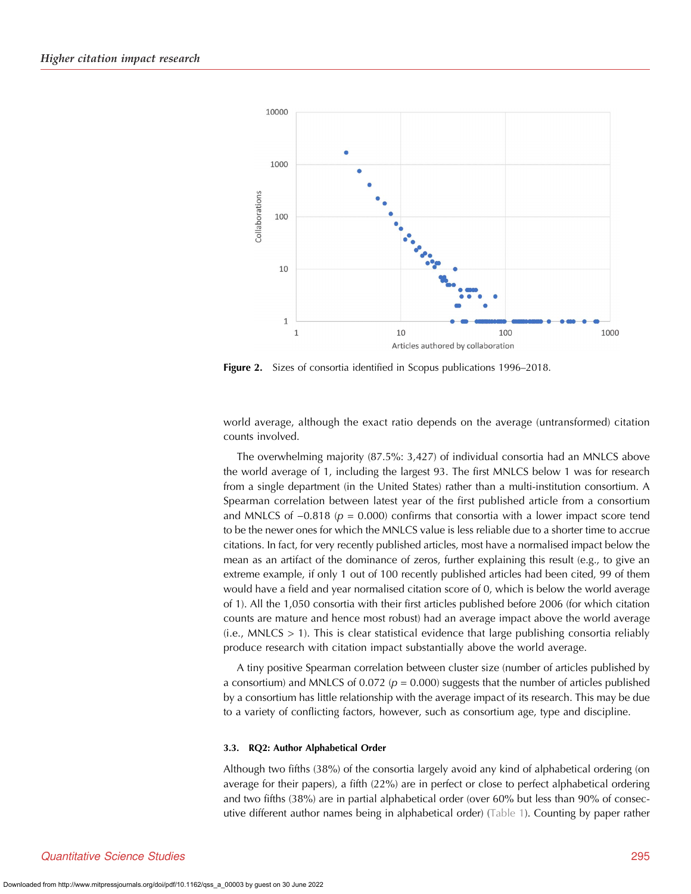**Figure 2.** Sizes of consortia identified in Scopus publications 1996–2018.

world average, although the exact ratio depends on the average (untransformed) citation counts involved.

The overwhelming majority (87.5%: 3,427) of individual consortia had an MNLCS above the world average of 1, including the largest 93. The first MNLCS below 1 was for research from a single department (in the United States) rather than a multi-institution consortium. A Spearman correlation between latest year of the first published article from a consortium and MNLCS of −0.818 ($p$ = 0.000) confirms that consortia with a lower impact score tend to be the newer ones for which the MNLCS value is less reliable due to a shorter time to accrue citations. In fact, for very recently published articles, most have a normalised impact below the mean as an artifact of the dominance of zeros, further explaining this result (e.g., to give an extreme example, if only 1 out of 100 recently published articles had been cited, 99 of them would have a field and year normalised citation score of 0, which is below the world average of 1). All the 1,050 consortia with their first articles published before 2006 (for which citation counts are mature and hence most robust) had an average impact above the world average (i.e., MNLCS > 1). This is clear statistical evidence that large publishing consortia reliably produce research with citation impact substantially above the world average.

A tiny positive Spearman correlation between cluster size (number of articles published by a consortium) and MNLCS of 0.072 ($p$ = 0.000) suggests that the number of articles published by a consortium has little relationship with the average impact of its research. This may be due to a variety of conflicting factors, however, such as consortium age, type and discipline.

### 3.3. RQ2: Author Alphabetical Order

Although two fifths (38%) of the consortia largely avoid any kind of alphabetical ordering (on average for their papers), a fifth (22%) are in perfect or close to perfect alphabetical ordering and two fifths (38%) are in partial alphabetical order (over 60% but less than 90% of consecutive different author names being in alphabetical order) (Table 1). Counting by paper rather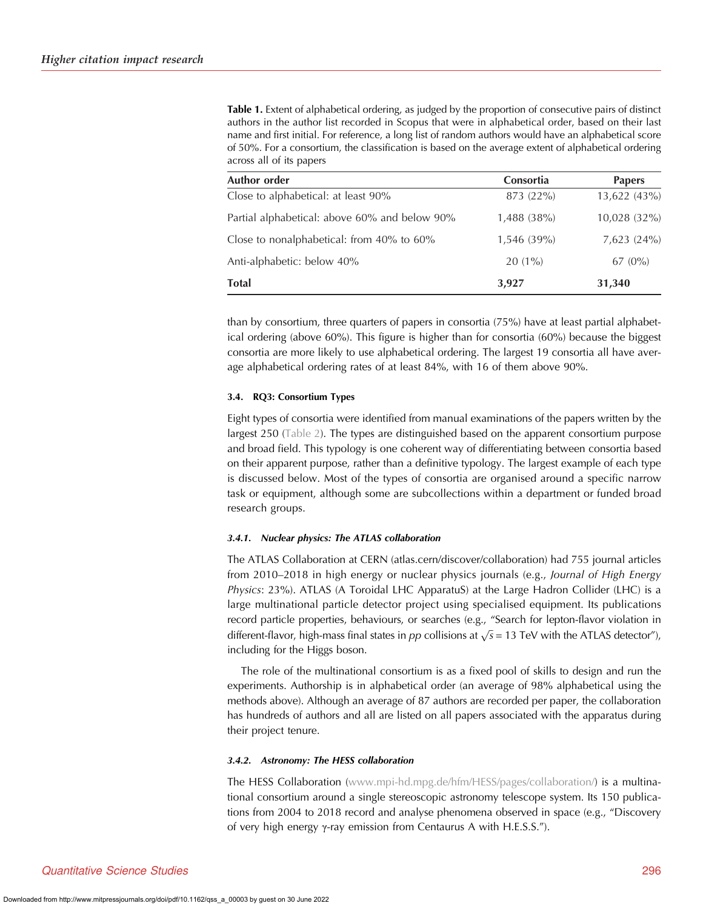**Table 1.** Extent of alphabetical ordering, as judged by the proportion of consecutive pairs of distinct authors in the author list recorded in Scopus that were in alphabetical order, based on their last name and first initial. For reference, a long list of random authors would have an alphabetical score of 50%. For a consortium, the classification is based on the average extent of alphabetical ordering across all of its papers

| Author order | Consortia | Papers |
|---|---|---|
| Close to alphabetical: at least 90% | 873 (22%) | 13,622 (43%) |
| Partial alphabetical: above 60% and below 90% | 1,488 (38%) | 10,028 (32%) |
| Close to nonalphabetical: from 40% to 60% | 1,546 (39%) | 7,623 (24%) |
| Anti-alphabetic: below 40% | 20 (1%) | 67 (0%) |
| **Total** | **3,927** | **31,340** |

than by consortium, three quarters of papers in consortia (75%) have at least partial alphabetical ordering (above 60%). This figure is higher than for consortia (60%) because the biggest consortia are more likely to use alphabetical ordering. The largest 19 consortia all have average alphabetical ordering rates of at least 84%, with 16 of them above 90%.

### 3.4. RQ3: Consortium Types

Eight types of consortia were identified from manual examinations of the papers written by the largest 250 (Table 2). The types are distinguished based on the apparent consortium purpose and broad field. This typology is one coherent way of differentiating between consortia based on their apparent purpose, rather than a definitive typology. The largest example of each type is discussed below. Most of the types of consortia are organised around a specific narrow task or equipment, although some are subcollections within a department or funded broad research groups.

#### *3.4.1. Nuclear physics: The ATLAS collaboration*

The ATLAS Collaboration at CERN (atlas.cern/discover/collaboration) had 755 journal articles from 2010–2018 in high energy or nuclear physics journals (e.g., *Journal of High Energy Physics*: 23%). ATLAS (A Toroidal LHC ApparatuS) at the Large Hadron Collider (LHC) is a large multinational particle detector project using specialised equipment. Its publications record particle properties, behaviours, or searches (e.g., "Search for lepton-flavor violation in different-flavor, high-mass final states in *pp* collisions at $\sqrt{s} = 13$ TeV with the ATLAS detector"), including for the Higgs boson.

The role of the multinational consortium is as a fixed pool of skills to design and run the experiments. Authorship is in alphabetical order (an average of 98% alphabetical using the methods above). Although an average of 87 authors are recorded per paper, the collaboration has hundreds of authors and all are listed on all papers associated with the apparatus during their project tenure.

#### *3.4.2. Astronomy: The HESS collaboration*

The HESS Collaboration (www.mpi-hd.mpg.de/hfm/HESS/pages/collaboration/) is a multinational consortium around a single stereoscopic astronomy telescope system. Its 150 publications from 2004 to 2018 record and analyse phenomena observed in space (e.g., "Discovery of very high energy $\gamma$-ray emission from Centaurus A with H.E.S.S.").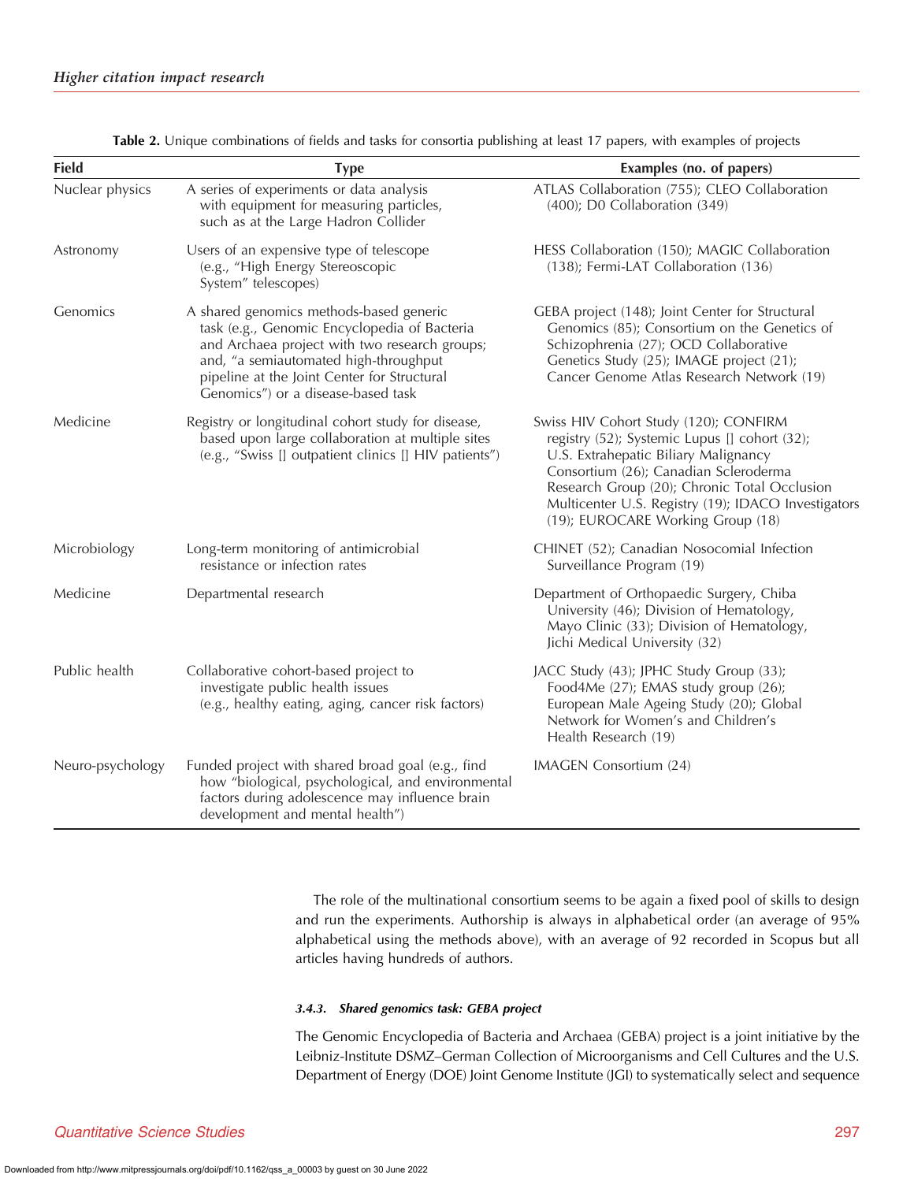**Table 2.** Unique combinations of fields and tasks for consortia publishing at least 17 papers, with examples of projects

| Field | Type | Examples (no. of papers) |
|---|---|---|
| Nuclear physics | A series of experiments or data analysis with equipment for measuring particles, such as at the Large Hadron Collider | ATLAS Collaboration (755); CLEO Collaboration (400); D0 Collaboration (349) |
| Astronomy | Users of an expensive type of telescope (e.g., "High Energy Stereoscopic System" telescopes) | HESS Collaboration (150); MAGIC Collaboration (138); Fermi-LAT Collaboration (136) |
| Genomics | A shared genomics methods-based generic task (e.g., Genomic Encyclopedia of Bacteria and Archaea project with two research groups; and, "a semiautomated high-throughput pipeline at the Joint Center for Structural Genomics") or a disease-based task | GEBA project (148); Joint Center for Structural Genomics (85); Consortium on the Genetics of Schizophrenia (27); OCD Collaborative Genetics Study (25); IMAGE project (21); Cancer Genome Atlas Research Network (19) |
| Medicine | Registry or longitudinal cohort study for disease, based upon large collaboration at multiple sites (e.g., "Swiss [] outpatient clinics [] HIV patients") | Swiss HIV Cohort Study (120); CONFIRM registry (52); Systemic Lupus [] cohort (32); U.S. Extrahepatic Biliary Malignancy Consortium (26); Canadian Scleroderma Research Group (20); Chronic Total Occlusion Multicenter U.S. Registry (19); IDACO Investigators (19); EUROCARE Working Group (18) |
| Microbiology | Long-term monitoring of antimicrobial resistance or infection rates | CHINET (52); Canadian Nosocomial Infection Surveillance Program (19) |
| Medicine | Departmental research | Department of Orthopaedic Surgery, Chiba University (46); Division of Hematology, Mayo Clinic (33); Division of Hematology, Jichi Medical University (32) |
| Public health | Collaborative cohort-based project to investigate public health issues (e.g., healthy eating, aging, cancer risk factors) | JACC Study (43); JPHC Study Group (33); Food4Me (27); EMAS study group (26); European Male Ageing Study (20); Global Network for Women's and Children's Health Research (19) |
| Neuro-psychology | Funded project with shared broad goal (e.g., find how "biological, psychological, and environmental factors during adolescence may influence brain development and mental health") | IMAGEN Consortium (24) |

The role of the multinational consortium seems to be again a fixed pool of skills to design and run the experiments. Authorship is always in alphabetical order (an average of 95% alphabetical using the methods above), with an average of 92 recorded in Scopus but all articles having hundreds of authors.

#### 3.4.3. Shared genomics task: GEBA project

The Genomic Encyclopedia of Bacteria and Archaea (GEBA) project is a joint initiative by the Leibniz-Institute DSMZ–German Collection of Microorganisms and Cell Cultures and the U.S. Department of Energy (DOE) Joint Genome Institute (JGI) to systematically select and sequence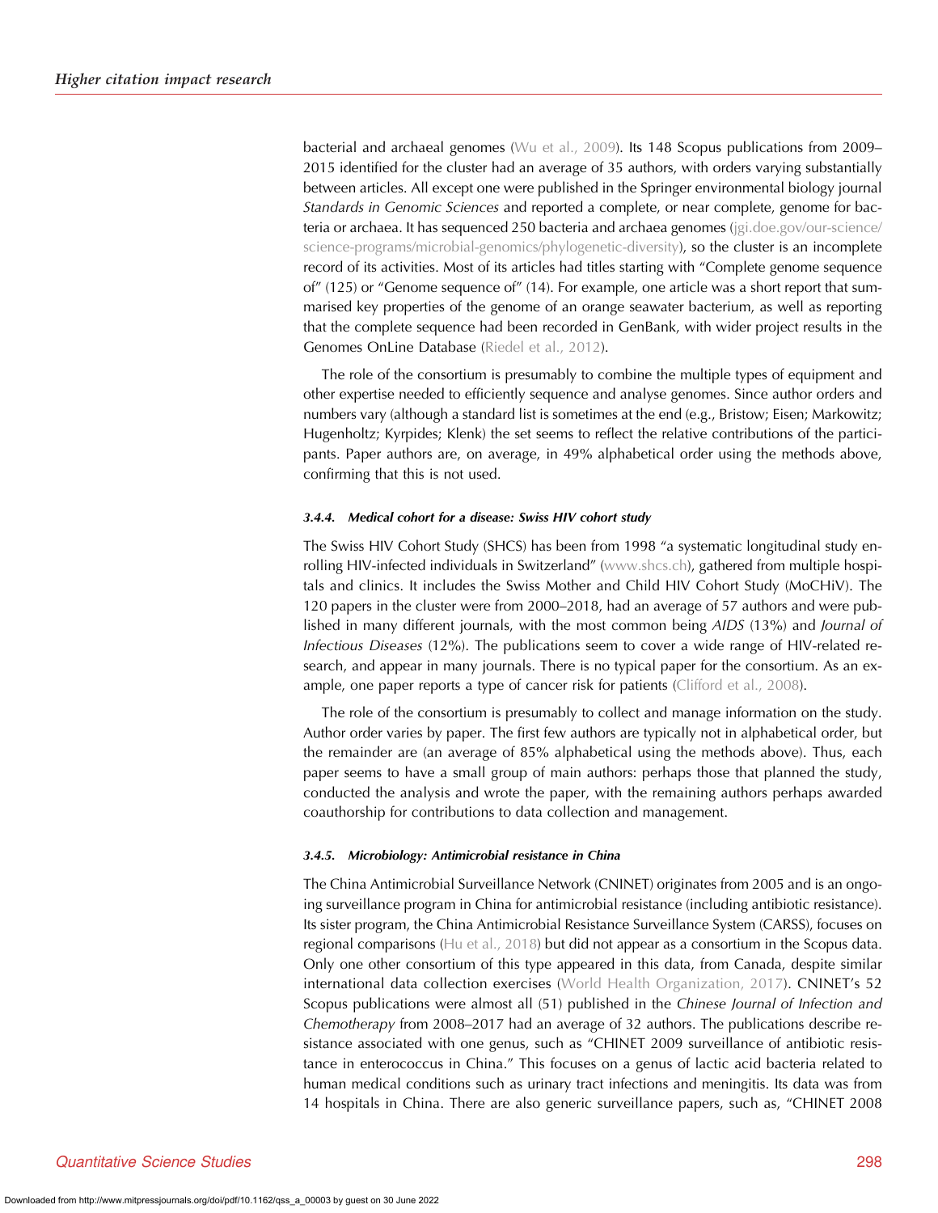bacterial and archaeal genomes (Wu et al., 2009). Its 148 Scopus publications from 2009–2015 identified for the cluster had an average of 35 authors, with orders varying substantially between articles. All except one were published in the Springer environmental biology journal *Standards in Genomic Sciences* and reported a complete, or near complete, genome for bacteria or archaea. It has sequenced 250 bacteria and archaea genomes (jgi.doe.gov/our-science/science-programs/microbial-genomics/phylogenetic-diversity), so the cluster is an incomplete record of its activities. Most of its articles had titles starting with "Complete genome sequence of" (125) or "Genome sequence of" (14). For example, one article was a short report that summarised key properties of the genome of an orange seawater bacterium, as well as reporting that the complete sequence had been recorded in GenBank, with wider project results in the Genomes OnLine Database (Riedel et al., 2012).

The role of the consortium is presumably to combine the multiple types of equipment and other expertise needed to efficiently sequence and analyse genomes. Since author orders and numbers vary (although a standard list is sometimes at the end (e.g., Bristow; Eisen; Markowitz; Hugenholtz; Kyrpides; Klenk) the set seems to reflect the relative contributions of the participants. Paper authors are, on average, in 49% alphabetical order using the methods above, confirming that this is not used.

#### 3.4.4. Medical cohort for a disease: Swiss HIV cohort study

The Swiss HIV Cohort Study (SHCS) has been from 1998 "a systematic longitudinal study enrolling HIV-infected individuals in Switzerland" (www.shcs.ch), gathered from multiple hospitals and clinics. It includes the Swiss Mother and Child HIV Cohort Study (MoCHiV). The 120 papers in the cluster were from 2000–2018, had an average of 57 authors and were published in many different journals, with the most common being *AIDS* (13%) and *Journal of Infectious Diseases* (12%). The publications seem to cover a wide range of HIV-related research, and appear in many journals. There is no typical paper for the consortium. As an example, one paper reports a type of cancer risk for patients (Clifford et al., 2008).

The role of the consortium is presumably to collect and manage information on the study. Author order varies by paper. The first few authors are typically not in alphabetical order, but the remainder are (an average of 85% alphabetical using the methods above). Thus, each paper seems to have a small group of main authors: perhaps those that planned the study, conducted the analysis and wrote the paper, with the remaining authors perhaps awarded coauthorship for contributions to data collection and management.

#### 3.4.5. Microbiology: Antimicrobial resistance in China

The China Antimicrobial Surveillance Network (CNINET) originates from 2005 and is an ongoing surveillance program in China for antimicrobial resistance (including antibiotic resistance). Its sister program, the China Antimicrobial Resistance Surveillance System (CARSS), focuses on regional comparisons (Hu et al., 2018) but did not appear as a consortium in the Scopus data. Only one other consortium of this type appeared in this data, from Canada, despite similar international data collection exercises (World Health Organization, 2017). CNINET's 52 Scopus publications were almost all (51) published in the *Chinese Journal of Infection and Chemotherapy* from 2008–2017 had an average of 32 authors. The publications describe resistance associated with one genus, such as "CHINET 2009 surveillance of antibiotic resistance in enterococcus in China." This focuses on a genus of lactic acid bacteria related to human medical conditions such as urinary tract infections and meningitis. Its data was from 14 hospitals in China. There are also generic surveillance papers, such as, "CHINET 2008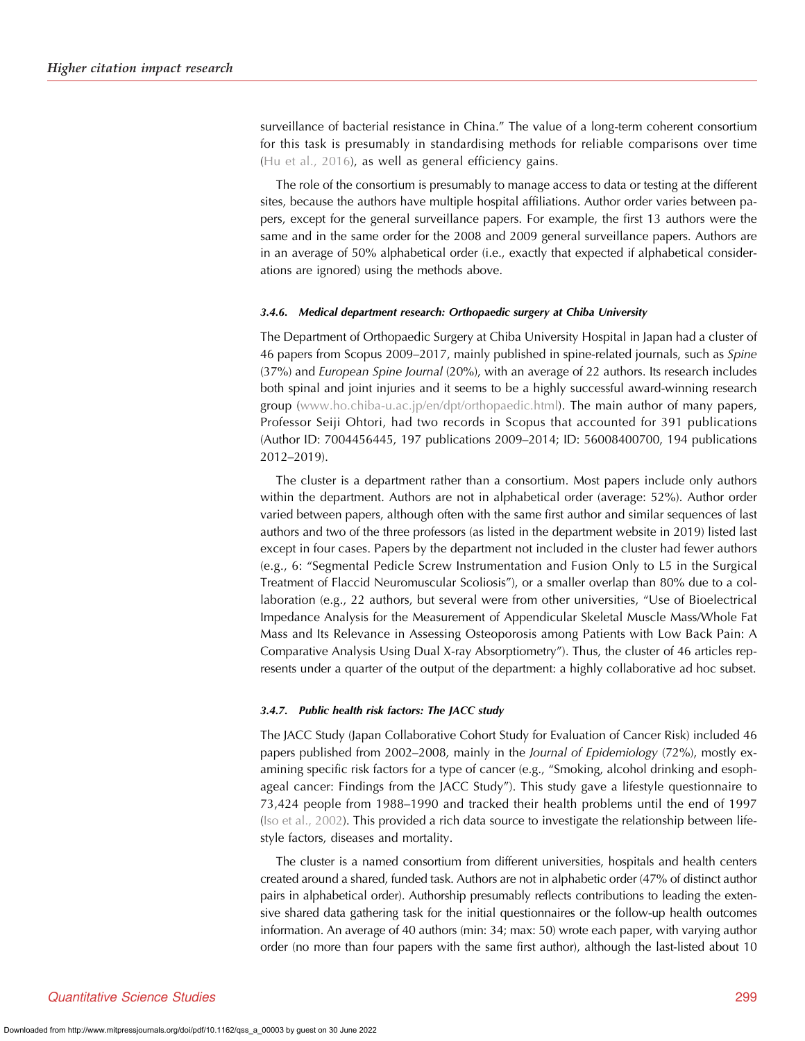surveillance of bacterial resistance in China." The value of a long-term coherent consortium for this task is presumably in standardising methods for reliable comparisons over time (Hu et al., 2016), as well as general efficiency gains.

The role of the consortium is presumably to manage access to data or testing at the different sites, because the authors have multiple hospital affiliations. Author order varies between papers, except for the general surveillance papers. For example, the first 13 authors were the same and in the same order for the 2008 and 2009 general surveillance papers. Authors are in an average of 50% alphabetical order (i.e., exactly that expected if alphabetical considerations are ignored) using the methods above.

#### 3.4.6. Medical department research: Orthopaedic surgery at Chiba University

The Department of Orthopaedic Surgery at Chiba University Hospital in Japan had a cluster of 46 papers from Scopus 2009–2017, mainly published in spine-related journals, such as *Spine* (37%) and *European Spine Journal* (20%), with an average of 22 authors. Its research includes both spinal and joint injuries and it seems to be a highly successful award-winning research group (www.ho.chiba-u.ac.jp/en/dpt/orthopaedic.html). The main author of many papers, Professor Seiji Ohtori, had two records in Scopus that accounted for 391 publications (Author ID: 7004456445, 197 publications 2009–2014; ID: 56008400700, 194 publications 2012–2019).

The cluster is a department rather than a consortium. Most papers include only authors within the department. Authors are not in alphabetical order (average: 52%). Author order varied between papers, although often with the same first author and similar sequences of last authors and two of the three professors (as listed in the department website in 2019) listed last except in four cases. Papers by the department not included in the cluster had fewer authors (e.g., 6: "Segmental Pedicle Screw Instrumentation and Fusion Only to L5 in the Surgical Treatment of Flaccid Neuromuscular Scoliosis"), or a smaller overlap than 80% due to a collaboration (e.g., 22 authors, but several were from other universities, "Use of Bioelectrical Impedance Analysis for the Measurement of Appendicular Skeletal Muscle Mass/Whole Fat Mass and Its Relevance in Assessing Osteoporosis among Patients with Low Back Pain: A Comparative Analysis Using Dual X-ray Absorptiometry"). Thus, the cluster of 46 articles represents under a quarter of the output of the department: a highly collaborative ad hoc subset.

#### 3.4.7. Public health risk factors: The JACC study

The JACC Study (Japan Collaborative Cohort Study for Evaluation of Cancer Risk) included 46 papers published from 2002–2008, mainly in the *Journal of Epidemiology* (72%), mostly examining specific risk factors for a type of cancer (e.g., "Smoking, alcohol drinking and esophageal cancer: Findings from the JACC Study"). This study gave a lifestyle questionnaire to 73,424 people from 1988–1990 and tracked their health problems until the end of 1997 (Iso et al., 2002). This provided a rich data source to investigate the relationship between lifestyle factors, diseases and mortality.

The cluster is a named consortium from different universities, hospitals and health centers created around a shared, funded task. Authors are not in alphabetic order (47% of distinct author pairs in alphabetical order). Authorship presumably reflects contributions to leading the extensive shared data gathering task for the initial questionnaires or the follow-up health outcomes information. An average of 40 authors (min: 34; max: 50) wrote each paper, with varying author order (no more than four papers with the same first author), although the last-listed about 10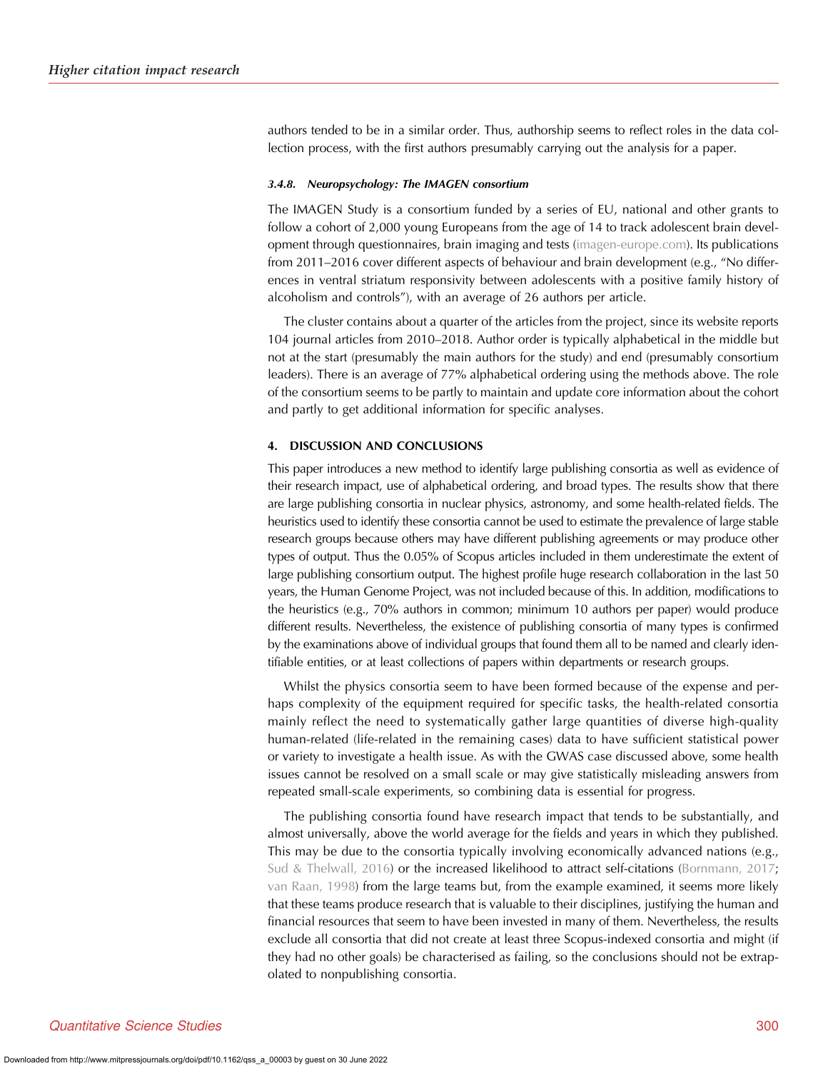authors tended to be in a similar order. Thus, authorship seems to reflect roles in the data collection process, with the first authors presumably carrying out the analysis for a paper.

#### *3.4.8. Neuropsychology: The IMAGEN consortium*

The IMAGEN Study is a consortium funded by a series of EU, national and other grants to follow a cohort of 2,000 young Europeans from the age of 14 to track adolescent brain development through questionnaires, brain imaging and tests (imagen-europe.com). Its publications from 2011–2016 cover different aspects of behaviour and brain development (e.g., "No differences in ventral striatum responsivity between adolescents with a positive family history of alcoholism and controls"), with an average of 26 authors per article.

The cluster contains about a quarter of the articles from the project, since its website reports 104 journal articles from 2010–2018. Author order is typically alphabetical in the middle but not at the start (presumably the main authors for the study) and end (presumably consortium leaders). There is an average of 77% alphabetical ordering using the methods above. The role of the consortium seems to be partly to maintain and update core information about the cohort and partly to get additional information for specific analyses.

## 4. DISCUSSION AND CONCLUSIONS

This paper introduces a new method to identify large publishing consortia as well as evidence of their research impact, use of alphabetical ordering, and broad types. The results show that there are large publishing consortia in nuclear physics, astronomy, and some health-related fields. The heuristics used to identify these consortia cannot be used to estimate the prevalence of large stable research groups because others may have different publishing agreements or may produce other types of output. Thus the 0.05% of Scopus articles included in them underestimate the extent of large publishing consortium output. The highest profile huge research collaboration in the last 50 years, the Human Genome Project, was not included because of this. In addition, modifications to the heuristics (e.g., 70% authors in common; minimum 10 authors per paper) would produce different results. Nevertheless, the existence of publishing consortia of many types is confirmed by the examinations above of individual groups that found them all to be named and clearly identifiable entities, or at least collections of papers within departments or research groups.

Whilst the physics consortia seem to have been formed because of the expense and perhaps complexity of the equipment required for specific tasks, the health-related consortia mainly reflect the need to systematically gather large quantities of diverse high-quality human-related (life-related in the remaining cases) data to have sufficient statistical power or variety to investigate a health issue. As with the GWAS case discussed above, some health issues cannot be resolved on a small scale or may give statistically misleading answers from repeated small-scale experiments, so combining data is essential for progress.

The publishing consortia found have research impact that tends to be substantially, and almost universally, above the world average for the fields and years in which they published. This may be due to the consortia typically involving economically advanced nations (e.g., Sud & Thelwall, 2016) or the increased likelihood to attract self-citations (Bornmann, 2017; van Raan, 1998) from the large teams but, from the example examined, it seems more likely that these teams produce research that is valuable to their disciplines, justifying the human and financial resources that seem to have been invested in many of them. Nevertheless, the results exclude all consortia that did not create at least three Scopus-indexed consortia and might (if they had no other goals) be characterised as failing, so the conclusions should not be extrapolated to nonpublishing consortia.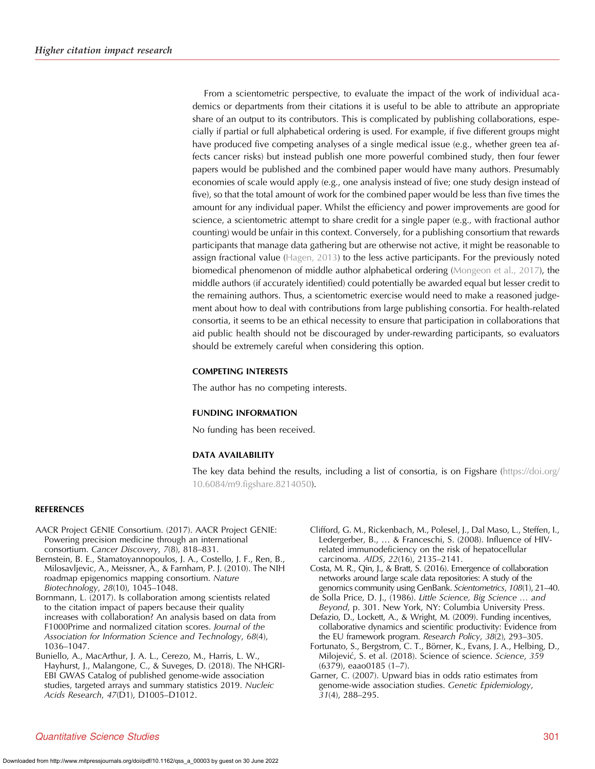From a scientometric perspective, to evaluate the impact of the work of individual academics or departments from their citations it is useful to be able to attribute an appropriate share of an output to its contributors. This is complicated by publishing collaborations, especially if partial or full alphabetical ordering is used. For example, if five different groups might have produced five competing analyses of a single medical issue (e.g., whether green tea affects cancer risks) but instead publish one more powerful combined study, then four fewer papers would be published and the combined paper would have many authors. Presumably economies of scale would apply (e.g., one analysis instead of five; one study design instead of five), so that the total amount of work for the combined paper would be less than five times the amount for any individual paper. Whilst the efficiency and power improvements are good for science, a scientometric attempt to share credit for a single paper (e.g., with fractional author counting) would be unfair in this context. Conversely, for a publishing consortium that rewards participants that manage data gathering but are otherwise not active, it might be reasonable to assign fractional value (Hagen, 2013) to the less active participants. For the previously noted biomedical phenomenon of middle author alphabetical ordering (Mongeon et al., 2017), the middle authors (if accurately identified) could potentially be awarded equal but lesser credit to the remaining authors. Thus, a scientometric exercise would need to make a reasoned judgement about how to deal with contributions from large publishing consortia. For health-related consortia, it seems to be an ethical necessity to ensure that participation in collaborations that aid public health should not be discouraged by under-rewarding participants, so evaluators should be extremely careful when considering this option.

## COMPETING INTERESTS

The author has no competing interests.

## FUNDING INFORMATION

No funding has been received.

## DATA AVAILABILITY

The key data behind the results, including a list of consortia, is on Figshare (https://doi.org/10.6084/m9.figshare.8214050).

## REFERENCES

AACR Project GENIE Consortium. (2017). AACR Project GENIE: Powering precision medicine through an international consortium. *Cancer Discovery*, *7*(8), 818–831.

Bernstein, B. E., Stamatoyannopoulos, J. A., Costello, J. F., Ren, B., Milosavljevic, A., Meissner, A., & Farnham, P. J. (2010). The NIH roadmap epigenomics mapping consortium. *Nature Biotechnology*, *28*(10), 1045–1048.

Bornmann, L. (2017). Is collaboration among scientists related to the citation impact of papers because their quality increases with collaboration? An analysis based on data from F1000Prime and normalized citation scores. *Journal of the Association for Information Science and Technology*, *68*(4), 1036–1047.

Buniello, A., MacArthur, J. A. L., Cerezo, M., Harris, L. W., Hayhurst, J., Malangone, C., & Suveges, D. (2018). The NHGRI-EBI GWAS Catalog of published genome-wide association studies, targeted arrays and summary statistics 2019. *Nucleic Acids Research*, *47*(D1), D1005–D1012.

Clifford, G. M., Rickenbach, M., Polesel, J., Dal Maso, L., Steffen, I., Ledergerber, B., … & Franceschi, S. (2008). Influence of HIV-related immunodeficiency on the risk of hepatocellular carcinoma. *AIDS*, *22*(16), 2135–2141.

Costa, M. R., Qin, J., & Bratt, S. (2016). Emergence of collaboration networks around large scale data repositories: A study of the genomics community using GenBank. *Scientometrics*, *108*(1), 21–40.

de Solla Price, D. J., (1986). *Little Science, Big Science … and Beyond*, p. 301. New York, NY: Columbia University Press.

Defazio, D., Lockett, A., & Wright, M. (2009). Funding incentives, collaborative dynamics and scientific productivity: Evidence from the EU framework program. *Research Policy*, *38*(2), 293–305.

Fortunato, S., Bergstrom, C. T., Börner, K., Evans, J. A., Helbing, D., Milojević, S. et al. (2018). Science of science. *Science*, *359* (6379), eaao0185 (1–7).

Garner, C. (2007). Upward bias in odds ratio estimates from genome-wide association studies. *Genetic Epidemiology*, *31*(4), 288–295.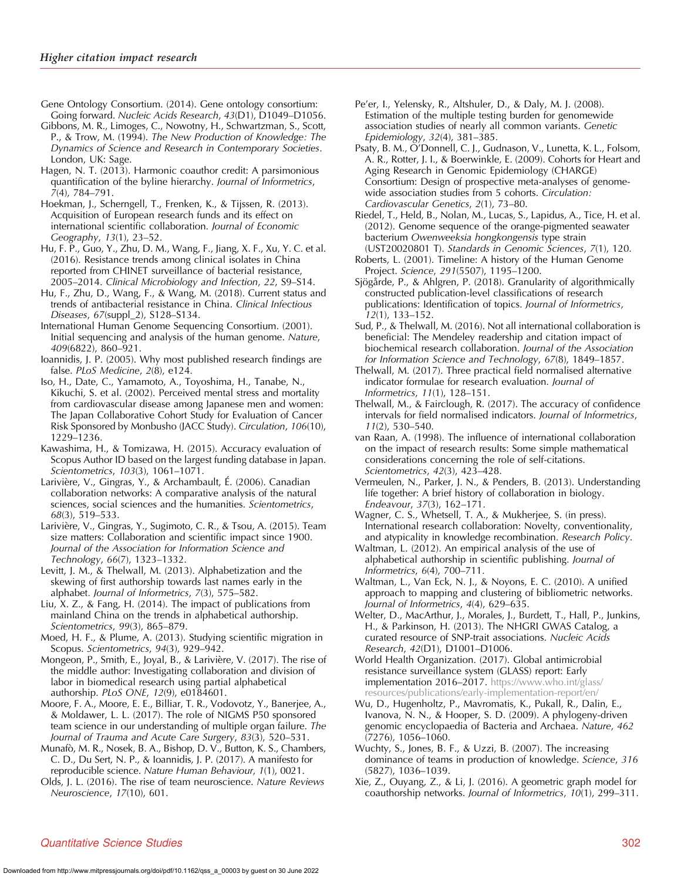Gene Ontology Consortium. (2014). Gene ontology consortium: Going forward. *Nucleic Acids Research*, *43*(D1), D1049–D1056.

Gibbons, M. R., Limoges, C., Nowotny, H., Schwartzman, S., Scott, P., & Trow, M. (1994). *The New Production of Knowledge: The Dynamics of Science and Research in Contemporary Societies*. London, UK: Sage.

Hagen, N. T. (2013). Harmonic coauthor credit: A parsimonious quantification of the byline hierarchy. *Journal of Informetrics*, *7*(4), 784–791.

Hoekman, J., Scherngell, T., Frenken, K., & Tijssen, R. (2013). Acquisition of European research funds and its effect on international scientific collaboration. *Journal of Economic Geography*, *13*(1), 23–52.

Hu, F. P., Guo, Y., Zhu, D. M., Wang, F., Jiang, X. F., Xu, Y. C. et al. (2016). Resistance trends among clinical isolates in China reported from CHINET surveillance of bacterial resistance, 2005–2014. *Clinical Microbiology and Infection*, *22*, S9–S14.

Hu, F., Zhu, D., Wang, F., & Wang, M. (2018). Current status and trends of antibacterial resistance in China. *Clinical Infectious Diseases*, *67*(suppl_2), S128–S134.

International Human Genome Sequencing Consortium. (2001). Initial sequencing and analysis of the human genome. *Nature*, *409*(6822), 860–921.

Ioannidis, J. P. (2005). Why most published research findings are false. *PLoS Medicine*, *2*(8), e124.

Iso, H., Date, C., Yamamoto, A., Toyoshima, H., Tanabe, N., Kikuchi, S. et al. (2002). Perceived mental stress and mortality from cardiovascular disease among Japanese men and women: The Japan Collaborative Cohort Study for Evaluation of Cancer Risk Sponsored by Monbusho (JACC Study). *Circulation*, *106*(10), 1229–1236.

Kawashima, H., & Tomizawa, H. (2015). Accuracy evaluation of Scopus Author ID based on the largest funding database in Japan. *Scientometrics*, *103*(3), 1061–1071.

Larivière, V., Gingras, Y., & Archambault, É. (2006). Canadian collaboration networks: A comparative analysis of the natural sciences, social sciences and the humanities. *Scientometrics*, *68*(3), 519–533.

Larivière, V., Gingras, Y., Sugimoto, C. R., & Tsou, A. (2015). Team size matters: Collaboration and scientific impact since 1900. *Journal of the Association for Information Science and Technology*, *66*(7), 1323–1332.

Levitt, J. M., & Thelwall, M. (2013). Alphabetization and the skewing of first authorship towards last names early in the alphabet. *Journal of Informetrics*, *7*(3), 575–582.

Liu, X. Z., & Fang, H. (2014). The impact of publications from mainland China on the trends in alphabetical authorship. *Scientometrics*, *99*(3), 865–879.

Moed, H. F., & Plume, A. (2013). Studying scientific migration in Scopus. *Scientometrics*, *94*(3), 929–942.

Mongeon, P., Smith, E., Joyal, B., & Larivière, V. (2017). The rise of the middle author: Investigating collaboration and division of labor in biomedical research using partial alphabetical authorship. *PLoS ONE*, *12*(9), e0184601.

Moore, F. A., Moore, E. E., Billiar, T. R., Vodovotz, Y., Banerjee, A., & Moldawer, L. L. (2017). The role of NIGMS P50 sponsored team science in our understanding of multiple organ failure. *The Journal of Trauma and Acute Care Surgery*, *83*(3), 520–531.

Munafò, M. R., Nosek, B. A., Bishop, D. V., Button, K. S., Chambers, C. D., Du Sert, N. P., & Ioannidis, J. P. (2017). A manifesto for reproducible science. *Nature Human Behaviour*, *1*(1), 0021.

Olds, J. L. (2016). The rise of team neuroscience. *Nature Reviews Neuroscience*, *17*(10), 601.

Pe'er, I., Yelensky, R., Altshuler, D., & Daly, M. J. (2008). Estimation of the multiple testing burden for genomewide association studies of nearly all common variants. *Genetic Epidemiology*, *32*(4), 381–385.

Psaty, B. M., O'Donnell, C. J., Gudnason, V., Lunetta, K. L., Folsom, A. R., Rotter, J. I., & Boerwinkle, E. (2009). Cohorts for Heart and Aging Research in Genomic Epidemiology (CHARGE) Consortium: Design of prospective meta-analyses of genome-wide association studies from 5 cohorts. *Circulation: Cardiovascular Genetics*, *2*(1), 73–80.

Riedel, T., Held, B., Nolan, M., Lucas, S., Lapidus, A., Tice, H. et al. (2012). Genome sequence of the orange-pigmented seawater bacterium *Owenweeksia hongkongensis* type strain (UST20020801 T). *Standards in Genomic Sciences*, *7*(1), 120.

Roberts, L. (2001). Timeline: A history of the Human Genome Project. *Science*, *291*(5507), 1195–1200.

Sjögårde, P., & Ahlgren, P. (2018). Granularity of algorithmically constructed publication-level classifications of research publications: Identification of topics. *Journal of Informetrics*, *12*(1), 133–152.

Sud, P., & Thelwall, M. (2016). Not all international collaboration is beneficial: The Mendeley readership and citation impact of biochemical research collaboration. *Journal of the Association for Information Science and Technology*, *67*(8), 1849–1857.

Thelwall, M. (2017). Three practical field normalised alternative indicator formulae for research evaluation. *Journal of Informetrics*, *11*(1), 128–151.

Thelwall, M., & Fairclough, R. (2017). The accuracy of confidence intervals for field normalised indicators. *Journal of Informetrics*, *11*(2), 530–540.

van Raan, A. (1998). The influence of international collaboration on the impact of research results: Some simple mathematical considerations concerning the role of self-citations. *Scientometrics*, *42*(3), 423–428.

Vermeulen, N., Parker, J. N., & Penders, B. (2013). Understanding life together: A brief history of collaboration in biology. *Endeavour*, *37*(3), 162–171.

Wagner, C. S., Whetsell, T. A., & Mukherjee, S. (in press). International research collaboration: Novelty, conventionality, and atypicality in knowledge recombination. *Research Policy*.

Waltman, L. (2012). An empirical analysis of the use of alphabetical authorship in scientific publishing. *Journal of Informetrics*, *6*(4), 700–711.

Waltman, L., Van Eck, N. J., & Noyons, E. C. (2010). A unified approach to mapping and clustering of bibliometric networks. *Journal of Informetrics*, *4*(4), 629–635.

Welter, D., MacArthur, J., Morales, J., Burdett, T., Hall, P., Junkins, H., & Parkinson, H. (2013). The NHGRI GWAS Catalog, a curated resource of SNP-trait associations. *Nucleic Acids Research*, *42*(D1), D1001–D1006.

World Health Organization. (2017). Global antimicrobial resistance surveillance system (GLASS) report: Early implementation 2016–2017. https://www.who.int/glass/resources/publications/early-implementation-report/en/

Wu, D., Hugenholtz, P., Mavromatis, K., Pukall, R., Dalin, E., Ivanova, N. N., & Hooper, S. D. (2009). A phylogeny-driven genomic encyclopaedia of Bacteria and Archaea. *Nature*, *462* (7276), 1056–1060.

Wuchty, S., Jones, B. F., & Uzzi, B. (2007). The increasing dominance of teams in production of knowledge. *Science*, *316* (5827), 1036–1039.

Xie, Z., Ouyang, Z., & Li, J. (2016). A geometric graph model for coauthorship networks. *Journal of Informetrics*, *10*(1), 299–311.